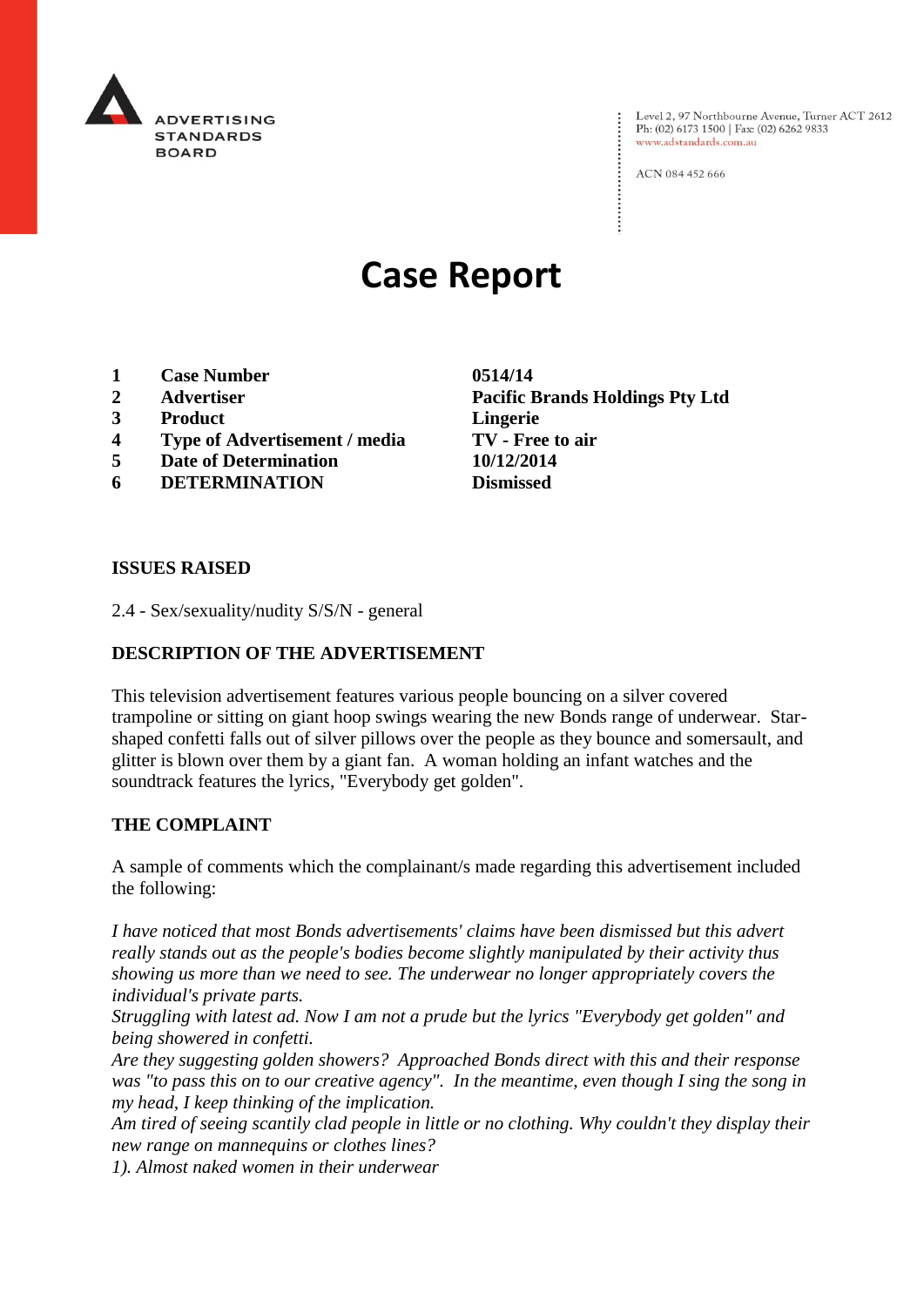ADVERTISING STANDARDS BOARD

Level 2, 97 Northbourne Avenue, Turner ACT 2612
Ph: (02) 6173 1500 | Fax: (02) 6262 9833
www.adstandards.com.au

ACN 084 452 666

# Case Report

| | | |
|---|---|---|
| **1** | **Case Number** | **0514/14** |
| **2** | **Advertiser** | **Pacific Brands Holdings Pty Ltd** |
| **3** | **Product** | **Lingerie** |
| **4** | **Type of Advertisement / media** | **TV - Free to air** |
| **5** | **Date of Determination** | **10/12/2014** |
| **6** | **DETERMINATION** | **Dismissed** |

**ISSUES RAISED**

2.4 - Sex/sexuality/nudity S/S/N - general

**DESCRIPTION OF THE ADVERTISEMENT**

This television advertisement features various people bouncing on a silver covered trampoline or sitting on giant hoop swings wearing the new Bonds range of underwear. Star-shaped confetti falls out of silver pillows over the people as they bounce and somersault, and glitter is blown over them by a giant fan. A woman holding an infant watches and the soundtrack features the lyrics, "Everybody get golden".

**THE COMPLAINT**

A sample of comments which the complainant/s made regarding this advertisement included the following:

*I have noticed that most Bonds advertisements' claims have been dismissed but this advert really stands out as the people's bodies become slightly manipulated by their activity thus showing us more than we need to see. The underwear no longer appropriately covers the individual's private parts.*
*Struggling with latest ad. Now I am not a prude but the lyrics "Everybody get golden" and being showered in confetti.*
*Are they suggesting golden showers? Approached Bonds direct with this and their response was "to pass this on to our creative agency". In the meantime, even though I sing the song in my head, I keep thinking of the implication.*
*Am tired of seeing scantily clad people in little or no clothing. Why couldn't they display their new range on mannequins or clothes lines?*
*1). Almost naked women in their underwear*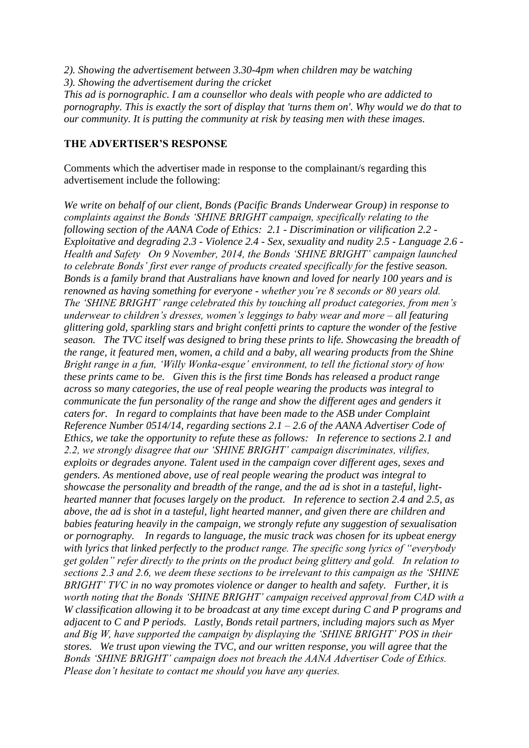*2). Showing the advertisement between 3.30-4pm when children may be watching*
*3). Showing the advertisement during the cricket*
*This ad is pornographic. I am a counsellor who deals with people who are addicted to pornography. This is exactly the sort of display that 'turns them on'. Why would we do that to our community. It is putting the community at risk by teasing men with these images.*

**THE ADVERTISER'S RESPONSE**

Comments which the advertiser made in response to the complainant/s regarding this advertisement include the following:

*We write on behalf of our client, Bonds (Pacific Brands Underwear Group) in response to complaints against the Bonds 'SHINE BRIGHT campaign, specifically relating to the following section of the AANA Code of Ethics: 2.1 - Discrimination or vilification 2.2 - Exploitative and degrading 2.3 - Violence 2.4 - Sex, sexuality and nudity 2.5 - Language 2.6 - Health and Safety On 9 November, 2014, the Bonds 'SHINE BRIGHT' campaign launched to celebrate Bonds' first ever range of products created specifically for the festive season. Bonds is a family brand that Australians have known and loved for nearly 100 years and is renowned as having something for everyone - whether you're 8 seconds or 80 years old. The 'SHINE BRIGHT' range celebrated this by touching all product categories, from men's underwear to children's dresses, women's leggings to baby wear and more – all featuring glittering gold, sparkling stars and bright confetti prints to capture the wonder of the festive season. The TVC itself was designed to bring these prints to life. Showcasing the breadth of the range, it featured men, women, a child and a baby, all wearing products from the Shine Bright range in a fun, 'Willy Wonka-esque' environment, to tell the fictional story of how these prints came to be. Given this is the first time Bonds has released a product range across so many categories, the use of real people wearing the products was integral to communicate the fun personality of the range and show the different ages and genders it caters for. In regard to complaints that have been made to the ASB under Complaint Reference Number 0514/14, regarding sections 2.1 – 2.6 of the AANA Advertiser Code of Ethics, we take the opportunity to refute these as follows: In reference to sections 2.1 and 2.2, we strongly disagree that our 'SHINE BRIGHT' campaign discriminates, vilifies, exploits or degrades anyone. Talent used in the campaign cover different ages, sexes and genders. As mentioned above, use of real people wearing the product was integral to showcase the personality and breadth of the range, and the ad is shot in a tasteful, light-hearted manner that focuses largely on the product. In reference to section 2.4 and 2.5, as above, the ad is shot in a tasteful, light hearted manner, and given there are children and babies featuring heavily in the campaign, we strongly refute any suggestion of sexualisation or pornography. In regards to language, the music track was chosen for its upbeat energy with lyrics that linked perfectly to the product range. The specific song lyrics of "everybody get golden" refer directly to the prints on the product being glittery and gold. In relation to sections 2.3 and 2.6, we deem these sections to be irrelevant to this campaign as the 'SHINE BRIGHT' TVC in no way promotes violence or danger to health and safety. Further, it is worth noting that the Bonds 'SHINE BRIGHT' campaign received approval from CAD with a W classification allowing it to be broadcast at any time except during C and P programs and adjacent to C and P periods. Lastly, Bonds retail partners, including majors such as Myer and Big W, have supported the campaign by displaying the 'SHINE BRIGHT' POS in their stores. We trust upon viewing the TVC, and our written response, you will agree that the Bonds 'SHINE BRIGHT' campaign does not breach the AANA Advertiser Code of Ethics. Please don't hesitate to contact me should you have any queries.*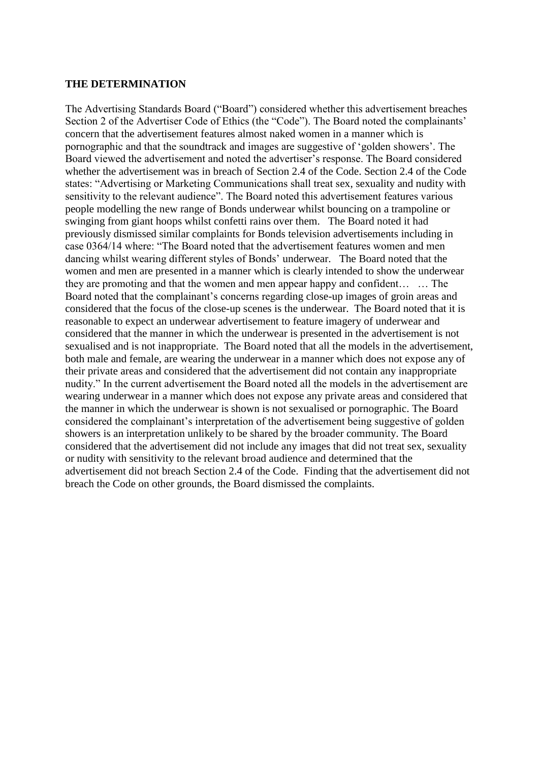**THE DETERMINATION**

The Advertising Standards Board ("Board") considered whether this advertisement breaches Section 2 of the Advertiser Code of Ethics (the "Code"). The Board noted the complainants' concern that the advertisement features almost naked women in a manner which is pornographic and that the soundtrack and images are suggestive of 'golden showers'. The Board viewed the advertisement and noted the advertiser's response. The Board considered whether the advertisement was in breach of Section 2.4 of the Code. Section 2.4 of the Code states: "Advertising or Marketing Communications shall treat sex, sexuality and nudity with sensitivity to the relevant audience". The Board noted this advertisement features various people modelling the new range of Bonds underwear whilst bouncing on a trampoline or swinging from giant hoops whilst confetti rains over them. The Board noted it had previously dismissed similar complaints for Bonds television advertisements including in case 0364/14 where: "The Board noted that the advertisement features women and men dancing whilst wearing different styles of Bonds' underwear. The Board noted that the women and men are presented in a manner which is clearly intended to show the underwear they are promoting and that the women and men appear happy and confident… … The Board noted that the complainant's concerns regarding close-up images of groin areas and considered that the focus of the close-up scenes is the underwear. The Board noted that it is reasonable to expect an underwear advertisement to feature imagery of underwear and considered that the manner in which the underwear is presented in the advertisement is not sexualised and is not inappropriate. The Board noted that all the models in the advertisement, both male and female, are wearing the underwear in a manner which does not expose any of their private areas and considered that the advertisement did not contain any inappropriate nudity." In the current advertisement the Board noted all the models in the advertisement are wearing underwear in a manner which does not expose any private areas and considered that the manner in which the underwear is shown is not sexualised or pornographic. The Board considered the complainant's interpretation of the advertisement being suggestive of golden showers is an interpretation unlikely to be shared by the broader community. The Board considered that the advertisement did not include any images that did not treat sex, sexuality or nudity with sensitivity to the relevant broad audience and determined that the advertisement did not breach Section 2.4 of the Code. Finding that the advertisement did not breach the Code on other grounds, the Board dismissed the complaints.